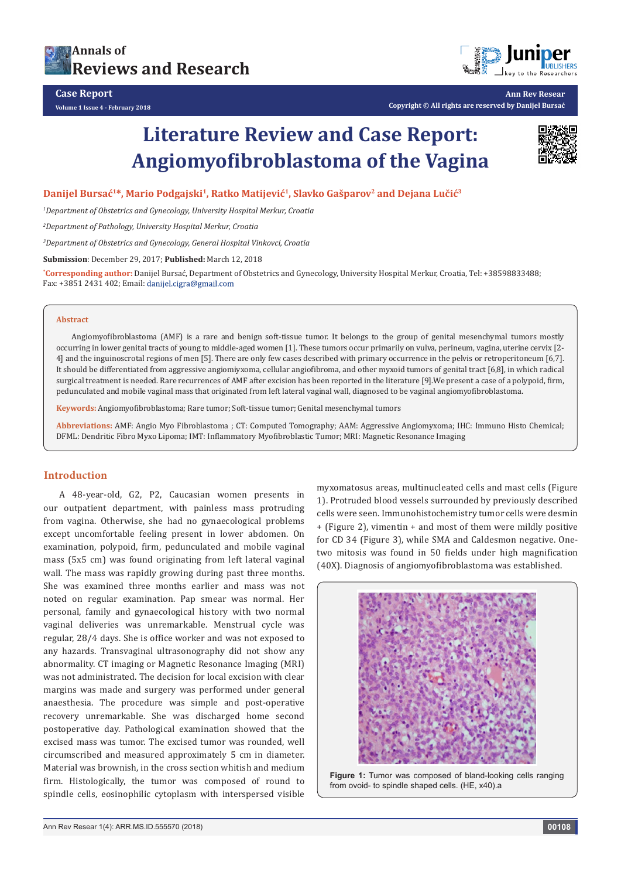# Literature Review and Case Report: Angiomyofibroblastoma of the Vagina

**Danijel Bursać[1]*, Mario Podgajski[1], Ratko Matijević[1], Slavko Gašparov[2] and Dejana Lučić[3]**

*[1]Department of Obstetrics and Gynecology, University Hospital Merkur, Croatia*

*[2]Department of Pathology, University Hospital Merkur, Croatia*

*[3]Department of Obstetrics and Gynecology, General Hospital Vinkovci, Croatia*

**Submission**: December 29, 2017; **Published:** March 12, 2018

***Corresponding author:** Danijel Bursać, Department of Obstetrics and Gynecology, University Hospital Merkur, Croatia, Tel: +38598833488; Fax: +3851 2431 402; Email: danijel.cigra@gmail.com

## Abstract

Angiomyofibroblastoma (AMF) is a rare and benign soft-tissue tumor. It belongs to the group of genital mesenchymal tumors mostly occurring in lower genital tracts of young to middle-aged women [1]. These tumors occur primarily on vulva, perineum, vagina, uterine cervix [2-4] and the inguinoscrotal regions of men [5]. There are only few cases described with primary occurrence in the pelvis or retroperitoneum [6,7]. It should be differentiated from aggressive angiomiyxoma, cellular angiofibroma, and other myxoid tumors of genital tract [6,8], in which radical surgical treatment is needed. Rare recurrences of AMF after excision has been reported in the literature [9].We present a case of a polypoid, firm, pedunculated and mobile vaginal mass that originated from left lateral vaginal wall, diagnosed to be vaginal angiomyofibroblastoma.

**Keywords:** Angiomyofibroblastoma; Rare tumor; Soft-tissue tumor; Genital mesenchymal tumors

**Abbreviations:** AMF: Angio Myo Fibroblastoma ; CT: Computed Tomography; AAM: Aggressive Angiomyxoma; IHC: Immuno Histo Chemical; DFML: Dendritic Fibro Myxo Lipoma; IMT: Inflammatory Myofibroblastic Tumor; MRI: Magnetic Resonance Imaging

## Introduction

A 48-year-old, G2, P2, Caucasian women presents in our outpatient department, with painless mass protruding from vagina. Otherwise, she had no gynaecological problems except uncomfortable feeling present in lower abdomen. On examination, polypoid, firm, pedunculated and mobile vaginal mass (5x5 cm) was found originating from left lateral vaginal wall. The mass was rapidly growing during past three months. She was examined three months earlier and mass was not noted on regular examination. Pap smear was normal. Her personal, family and gynaecological history with two normal vaginal deliveries was unremarkable. Menstrual cycle was regular, 28/4 days. She is office worker and was not exposed to any hazards. Transvaginal ultrasonography did not show any abnormality. CT imaging or Magnetic Resonance Imaging (MRI) was not administrated. The decision for local excision with clear margins was made and surgery was performed under general anaesthesia. The procedure was simple and post-operative recovery unremarkable. She was discharged home second postoperative day. Pathological examination showed that the excised mass was tumor. The excised tumor was rounded, well circumscribed and measured approximately 5 cm in diameter. Material was brownish, in the cross section whitish and medium firm. Histologically, the tumor was composed of round to spindle cells, eosinophilic cytoplasm with interspersed visible myxomatosus areas, multinucleated cells and mast cells (Figure 1). Protruded blood vessels surrounded by previously described cells were seen. Immunohistochemistry tumor cells were desmin + (Figure 2), vimentin + and most of them were mildly positive for CD 34 (Figure 3), while SMA and Caldesmon negative. One-two mitosis was found in 50 fields under high magnification (40X). Diagnosis of angiomyofibroblastoma was established.

Figure 1: Tumor was composed of bland-looking cells ranging from ovoid- to spindle shaped cells. (HE, x40).a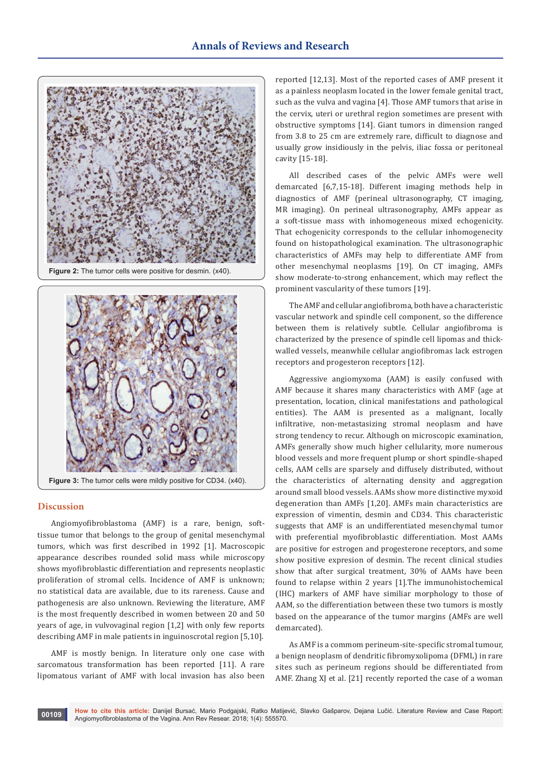Figure 2: The tumor cells were positive for desmin. (x40).

Figure 3: The tumor cells were mildly positive for CD34. (x40).

## Discussion

Angiomyofibroblastoma (AMF) is a rare, benign, soft-tissue tumor that belongs to the group of genital mesenchymal tumors, which was first described in 1992 [1]. Macroscopic appearance describes rounded solid mass while microscopy shows myofibroblastic differentiation and represents neoplastic proliferation of stromal cells. Incidence of AMF is unknown; no statistical data are available, due to its rareness. Cause and pathogenesis are also unknown. Reviewing the literature, AMF is the most frequently described in women between 20 and 50 years of age, in vulvovaginal region [1,2] with only few reports describing AMF in male patients in inguinoscrotal region [5,10].

AMF is mostly benign. In literature only one case with sarcomatous transformation has been reported [11]. A rare lipomatous variant of AMF with local invasion has also been reported [12,13]. Most of the reported cases of AMF present it as a painless neoplasm located in the lower female genital tract, such as the vulva and vagina [4]. Those AMF tumors that arise in the cervix, uteri or urethral region sometimes are present with obstructive symptoms [14]. Giant tumors in dimension ranged from 3.8 to 25 cm are extremely rare, difficult to diagnose and usually grow insidiously in the pelvis, iliac fossa or peritoneal cavity [15-18].

All described cases of the pelvic AMFs were well demarcated [6,7,15-18]. Different imaging methods help in diagnostics of AMF (perineal ultrasonography, CT imaging, MR imaging). On perineal ultrasonography, AMFs appear as a soft-tissue mass with inhomogeneous mixed echogenicity. That echogenicity corresponds to the cellular inhomogenecity found on histopathological examination. The ultrasonographic characteristics of AMFs may help to differentiate AMF from other mesenchymal neoplasms [19]. On CT imaging, AMFs show moderate-to-strong enhancement, which may reflect the prominent vascularity of these tumors [19].

The AMF and cellular angiofibroma, both have a characteristic vascular network and spindle cell component, so the difference between them is relatively subtle. Cellular angiofibroma is characterized by the presence of spindle cell lipomas and thick-walled vessels, meanwhile cellular angiofibromas lack estrogen receptors and progesteron receptors [12].

Aggressive angiomyxoma (AAM) is easily confused with AMF because it shares many characteristics with AMF (age at presentation, location, clinical manifestations and pathological entities). The AAM is presented as a malignant, locally infiltrative, non-metastasizing stromal neoplasm and have strong tendency to recur. Although on microscopic examination, AMFs generally show much higher cellularity, more numerous blood vessels and more frequent plump or short spindle-shaped cells, AAM cells are sparsely and diffusely distributed, without the characteristics of alternating density and aggregation around small blood vessels. AAMs show more distinctive myxoid degeneration than AMFs [1,20]. AMFs main characteristics are expression of vimentin, desmin and CD34. This characteristic suggests that AMF is an undifferentiated mesenchymal tumor with preferential myofibroblastic differentiation. Most AAMs are positive for estrogen and progesterone receptors, and some show positive expression of desmin. The recent clinical studies show that after surgical treatment, 30% of AAMs have been found to relapse within 2 years [1].The immunohistochemical (IHC) markers of AMF have similiar morphology to those of AAM, so the differentiation between these two tumors is mostly based on the appearance of the tumor margins (AMFs are well demarcated).

As AMF is a commom perineum-site-specific stromal tumour, a benign neoplasm of dendritic fibromyxolipoma (DFML) in rare sites such as perineum regions should be differentiated from AMF. Zhang XJ et al. [21] recently reported the case of a woman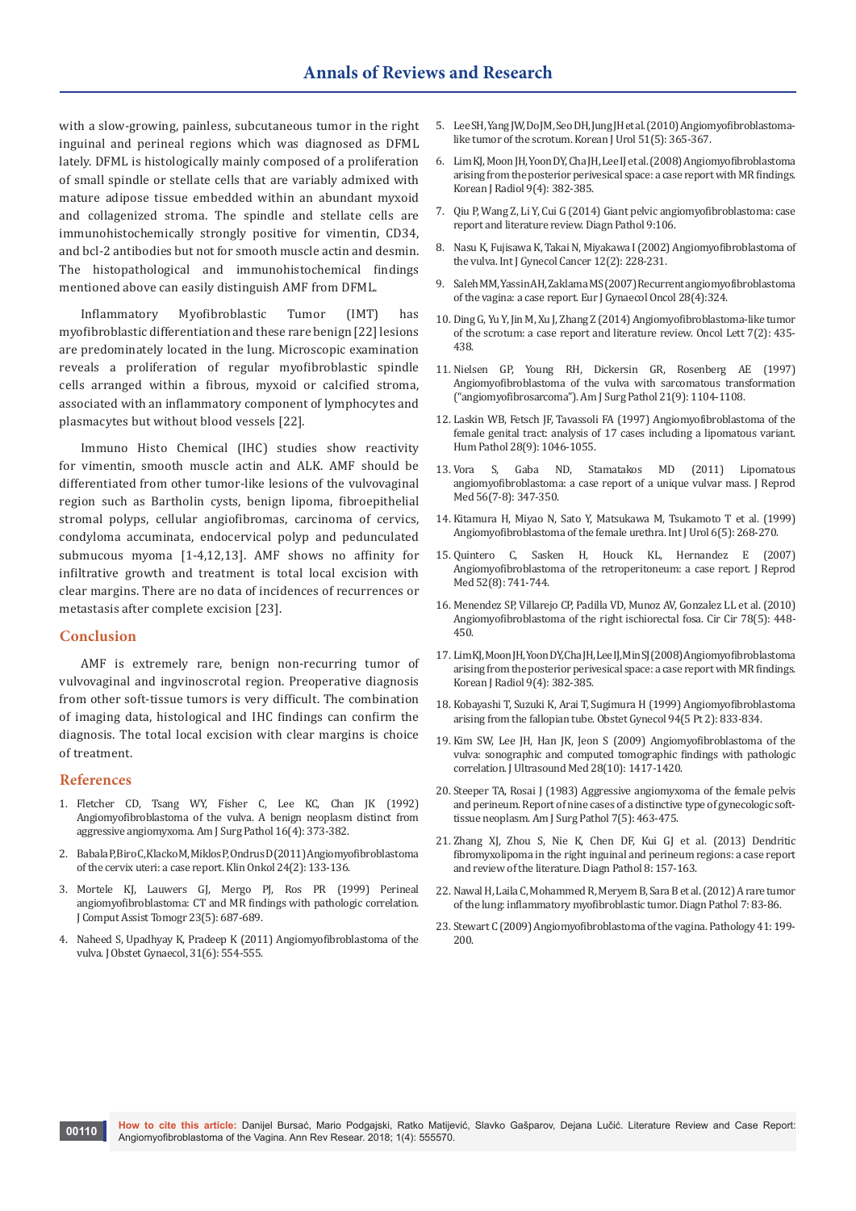with a slow-growing, painless, subcutaneous tumor in the right inguinal and perineal regions which was diagnosed as DFML lately. DFML is histologically mainly composed of a proliferation of small spindle or stellate cells that are variably admixed with mature adipose tissue embedded within an abundant myxoid and collagenized stroma. The spindle and stellate cells are immunohistochemically strongly positive for vimentin, CD34, and bcl-2 antibodies but not for smooth muscle actin and desmin. The histopathological and immunohistochemical findings mentioned above can easily distinguish AMF from DFML.

Inflammatory Myofibroblastic Tumor (IMT) has myofibroblastic differentiation and these rare benign [22] lesions are predominately located in the lung. Microscopic examination reveals a proliferation of regular myofibroblastic spindle cells arranged within a fibrous, myxoid or calcified stroma, associated with an inflammatory component of lymphocytes and plasmacytes but without blood vessels [22].

Immuno Histo Chemical (IHC) studies show reactivity for vimentin, smooth muscle actin and ALK. AMF should be differentiated from other tumor-like lesions of the vulvovaginal region such as Bartholin cysts, benign lipoma, fibroepithelial stromal polyps, cellular angiofibromas, carcinoma of cervics, condyloma accuminata, endocervical polyp and pedunculated submucous myoma [1-4,12,13]. AMF shows no affinity for infiltrative growth and treatment is total local excision with clear margins. There are no data of incidences of recurrences or metastasis after complete excision [23].

## Conclusion

AMF is extremely rare, benign non-recurring tumor of vulvovaginal and ingvinoscrotal region. Preoperative diagnosis from other soft-tissue tumors is very difficult. The combination of imaging data, histological and IHC findings can confirm the diagnosis. The total local excision with clear margins is choice of treatment.

## References

1. Fletcher CD, Tsang WY, Fisher C, Lee KC, Chan JK (1992) Angiomyofibroblastoma of the vulva. A benign neoplasm distinct from aggressive angiomyxoma. Am J Surg Pathol 16(4): 373-382.
2. Babala P, Biro C, Klacko M, Miklos P, Ondrus D (2011) Angiomyofibroblastoma of the cervix uteri: a case report. Klin Onkol 24(2): 133-136.
3. Mortele KJ, Lauwers GJ, Mergo PJ, Ros PR (1999) Perineal angiomyofibroblastoma: CT and MR findings with pathologic correlation. J Comput Assist Tomogr 23(5): 687-689.
4. Naheed S, Upadhyay K, Pradeep K (2011) Angiomyofibroblastoma of the vulva. J Obstet Gynaecol, 31(6): 554-555.
5. Lee SH, Yang JW, Do JM, Seo DH, Jung JH et al. (2010) Angiomyofibroblastoma-like tumor of the scrotum. Korean J Urol 51(5): 365-367.
6. Lim KJ, Moon JH, Yoon DY, Cha JH, Lee IJ et al. (2008) Angiomyofibroblastoma arising from the posterior perivesical space: a case report with MR findings. Korean J Radiol 9(4): 382-385.
7. Qiu P, Wang Z, Li Y, Cui G (2014) Giant pelvic angiomyofibroblastoma: case report and literature review. Diagn Pathol 9:106.
8. Nasu K, Fujisawa K, Takai N, Miyakawa I (2002) Angiomyofibroblastoma of the vulva. Int J Gynecol Cancer 12(2): 228-231.
9. Saleh MM, Yassin AH, Zaklama MS (2007) Recurrent angiomyofibroblastoma of the vagina: a case report. Eur J Gynaecol Oncol 28(4):324.
10. Ding G, Yu Y, Jin M, Xu J, Zhang Z (2014) Angiomyofibroblastoma-like tumor of the scrotum: a case report and literature review. Oncol Lett 7(2): 435-438.
11. Nielsen GP, Young RH, Dickersin GR, Rosenberg AE (1997) Angiomyofibroblastoma of the vulva with sarcomatous transformation ("angiomyofibrosarcoma"). Am J Surg Pathol 21(9): 1104-1108.
12. Laskin WB, Fetsch JF, Tavassoli FA (1997) Angiomyofibroblastoma of the female genital tract: analysis of 17 cases including a lipomatous variant. Hum Pathol 28(9): 1046-1055.
13. Vora S, Gaba ND, Stamatakos MD (2011) Lipomatous angiomyofibroblastoma: a case report of a unique vulvar mass. J Reprod Med 56(7-8): 347-350.
14. Kitamura H, Miyao N, Sato Y, Matsukawa M, Tsukamoto T et al. (1999) Angiomyofibroblastoma of the female urethra. Int J Urol 6(5): 268-270.
15. Quintero C, Sasken H, Houck KL, Hernandez E (2007) Angiomyofibroblastoma of the retroperitoneum: a case report. J Reprod Med 52(8): 741-744.
16. Menendez SP, Villarejo CP, Padilla VD, Munoz AV, Gonzalez LL et al. (2010) Angiomyofibroblastoma of the right ischiorectal fosa. Cir Cir 78(5): 448-450.
17. Lim KJ, Moon JH, Yoon DY, Cha JH, Lee IJ, Min SJ (2008) Angiomyofibroblastoma arising from the posterior perivesical space: a case report with MR findings. Korean J Radiol 9(4): 382-385.
18. Kobayashi T, Suzuki K, Arai T, Sugimura H (1999) Angiomyofibroblastoma arising from the fallopian tube. Obstet Gynecol 94(5 Pt 2): 833-834.
19. Kim SW, Lee JH, Han JK, Jeon S (2009) Angiomyofibroblastoma of the vulva: sonographic and computed tomographic findings with pathologic correlation. J Ultrasound Med 28(10): 1417-1420.
20. Steeper TA, Rosai J (1983) Aggressive angiomyxoma of the female pelvis and perineum. Report of nine cases of a distinctive type of gynecologic soft-tissue neoplasm. Am J Surg Pathol 7(5): 463-475.
21. Zhang XJ, Zhou S, Nie K, Chen DF, Kui GJ et al. (2013) Dendritic fibromyxolipoma in the right inguinal and perineum regions: a case report and review of the literature. Diagn Pathol 8: 157-163.
22. Nawal H, Laila C, Mohammed R, Meryem B, Sara B et al. (2012) A rare tumor of the lung: inflammatory myofibroblastic tumor. Diagn Pathol 7: 83-86.
23. Stewart C (2009) Angiomyofibroblastoma of the vagina. Pathology 41: 199-200.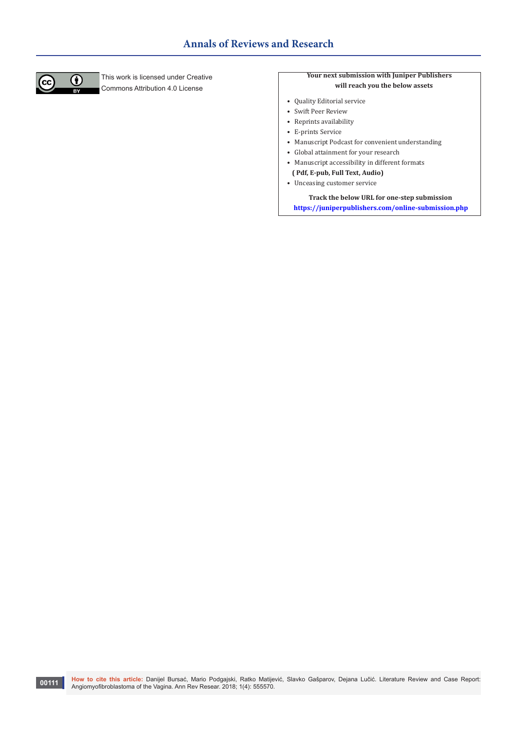This work is licensed under Creative Commons Attribution 4.0 License

**Your next submission with Juniper Publishers will reach you the below assets**

- Quality Editorial service
- Swift Peer Review
- Reprints availability
- E-prints Service
- Manuscript Podcast for convenient understanding
- Global attainment for your research
- Manuscript accessibility in different formats

**( Pdf, E-pub, Full Text, Audio)**

- Unceasing customer service

**Track the below URL for one-step submission**

**https://juniperpublishers.com/online-submission.php**

**How to cite this article:** Danijel Bursać, Mario Podgajski, Ratko Matijević, Slavko Gašparov, Dejana Lučić. Literature Review and Case Report: Angiomyofibroblastoma of the Vagina. Ann Rev Resear. 2018; 1(4): 555570.